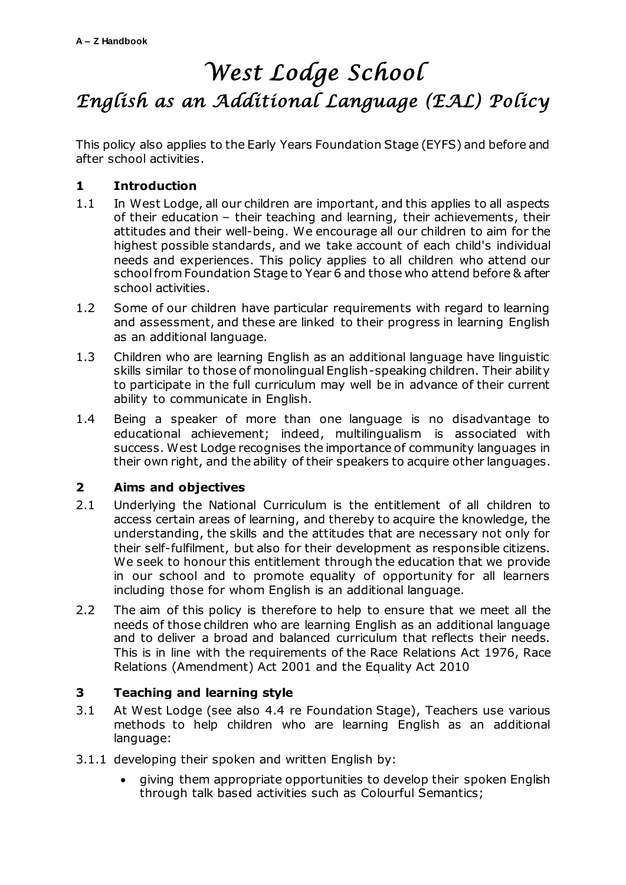# West Lodge School

## English as an Additional Language (EAL) Policy

This policy also applies to the Early Years Foundation Stage (EYFS) and before and after school activities.

### 1 Introduction

1.1 In West Lodge, all our children are important, and this applies to all aspects of their education – their teaching and learning, their achievements, their attitudes and their well-being. We encourage all our children to aim for the highest possible standards, and we take account of each child's individual needs and experiences. This policy applies to all children who attend our school from Foundation Stage to Year 6 and those who attend before & after school activities.

1.2 Some of our children have particular requirements with regard to learning and assessment, and these are linked to their progress in learning English as an additional language.

1.3 Children who are learning English as an additional language have linguistic skills similar to those of monolingual English-speaking children. Their ability to participate in the full curriculum may well be in advance of their current ability to communicate in English.

1.4 Being a speaker of more than one language is no disadvantage to educational achievement; indeed, multilingualism is associated with success. West Lodge recognises the importance of community languages in their own right, and the ability of their speakers to acquire other languages.

### 2 Aims and objectives

2.1 Underlying the National Curriculum is the entitlement of all children to access certain areas of learning, and thereby to acquire the knowledge, the understanding, the skills and the attitudes that are necessary not only for their self-fulfilment, but also for their development as responsible citizens. We seek to honour this entitlement through the education that we provide in our school and to promote equality of opportunity for all learners including those for whom English is an additional language.

2.2 The aim of this policy is therefore to help to ensure that we meet all the needs of those children who are learning English as an additional language and to deliver a broad and balanced curriculum that reflects their needs. This is in line with the requirements of the Race Relations Act 1976, Race Relations (Amendment) Act 2001 and the Equality Act 2010

### 3 Teaching and learning style

3.1 At West Lodge (see also 4.4 re Foundation Stage), Teachers use various methods to help children who are learning English as an additional language:

3.1.1 developing their spoken and written English by:

- giving them appropriate opportunities to develop their spoken English through talk based activities such as Colourful Semantics;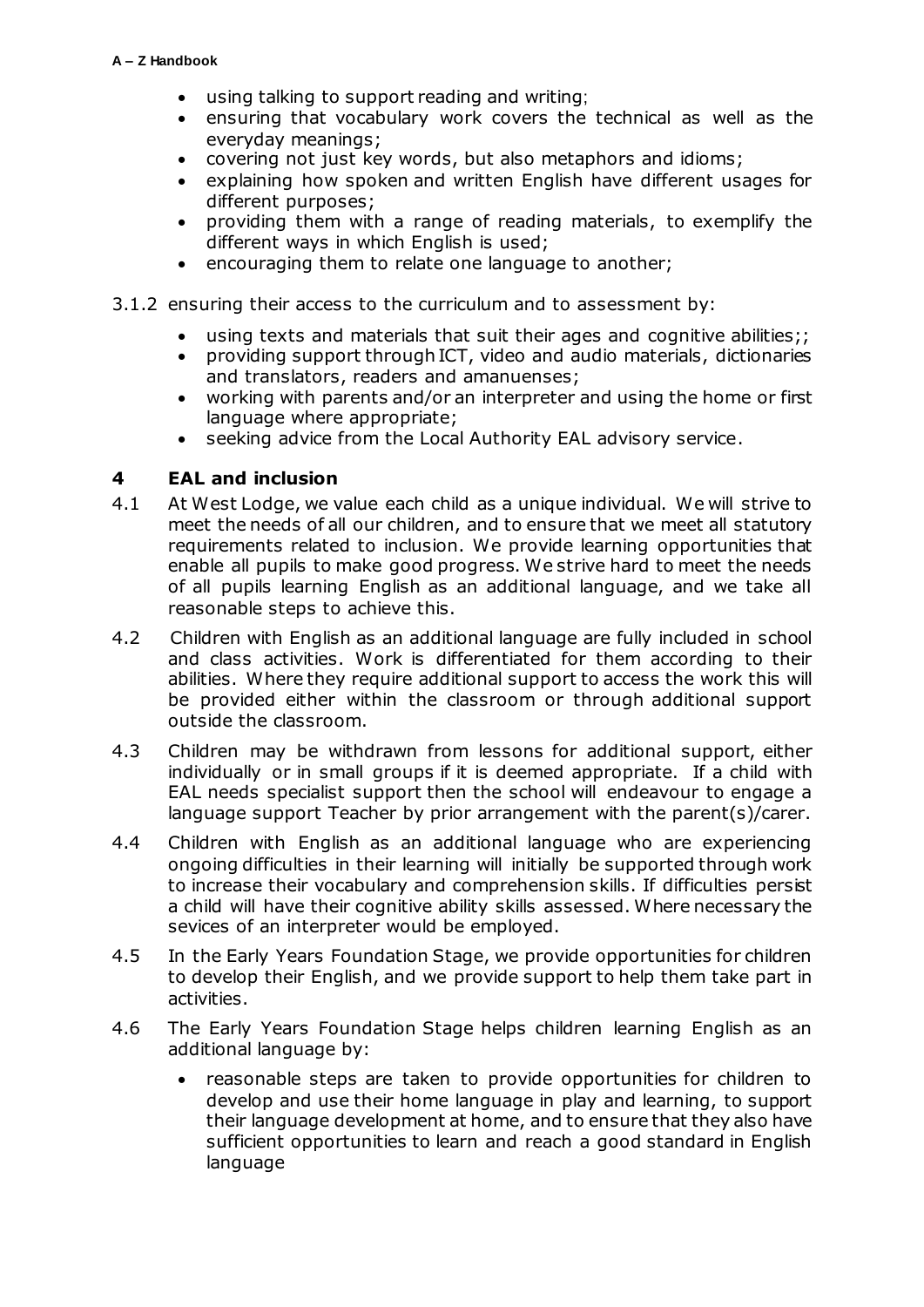- using talking to support reading and writing;
- ensuring that vocabulary work covers the technical as well as the everyday meanings;
- covering not just key words, but also metaphors and idioms;
- explaining how spoken and written English have different usages for different purposes;
- providing them with a range of reading materials, to exemplify the different ways in which English is used;
- encouraging them to relate one language to another;

3.1.2 ensuring their access to the curriculum and to assessment by:

- using texts and materials that suit their ages and cognitive abilities;;
- providing support through ICT, video and audio materials, dictionaries and translators, readers and amanuenses;
- working with parents and/or an interpreter and using the home or first language where appropriate;
- seeking advice from the Local Authority EAL advisory service.

## 4 EAL and inclusion

4.1 At West Lodge, we value each child as a unique individual. We will strive to meet the needs of all our children, and to ensure that we meet all statutory requirements related to inclusion. We provide learning opportunities that enable all pupils to make good progress. We strive hard to meet the needs of all pupils learning English as an additional language, and we take all reasonable steps to achieve this.

4.2 Children with English as an additional language are fully included in school and class activities. Work is differentiated for them according to their abilities. Where they require additional support to access the work this will be provided either within the classroom or through additional support outside the classroom.

4.3 Children may be withdrawn from lessons for additional support, either individually or in small groups if it is deemed appropriate. If a child with EAL needs specialist support then the school will endeavour to engage a language support Teacher by prior arrangement with the parent(s)/carer.

4.4 Children with English as an additional language who are experiencing ongoing difficulties in their learning will initially be supported through work to increase their vocabulary and comprehension skills. If difficulties persist a child will have their cognitive ability skills assessed. Where necessary the sevices of an interpreter would be employed.

4.5 In the Early Years Foundation Stage, we provide opportunities for children to develop their English, and we provide support to help them take part in activities.

4.6 The Early Years Foundation Stage helps children learning English as an additional language by:

- reasonable steps are taken to provide opportunities for children to develop and use their home language in play and learning, to support their language development at home, and to ensure that they also have sufficient opportunities to learn and reach a good standard in English language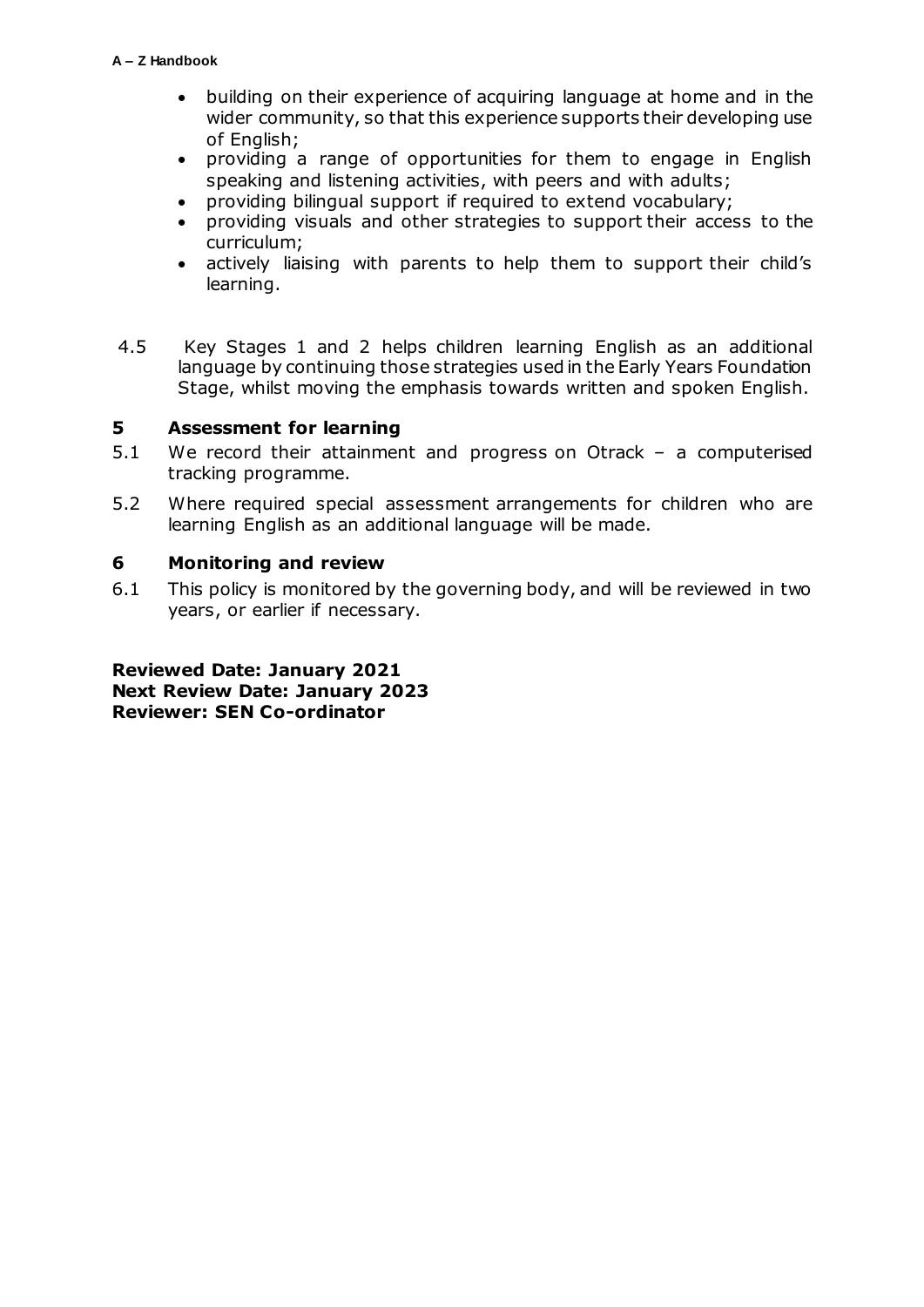- building on their experience of acquiring language at home and in the wider community, so that this experience supports their developing use of English;
- providing a range of opportunities for them to engage in English speaking and listening activities, with peers and with adults;
- providing bilingual support if required to extend vocabulary;
- providing visuals and other strategies to support their access to the curriculum;
- actively liaising with parents to help them to support their child's learning.

4.5 Key Stages 1 and 2 helps children learning English as an additional language by continuing those strategies used in the Early Years Foundation Stage, whilst moving the emphasis towards written and spoken English.

## 5 Assessment for learning

5.1 We record their attainment and progress on Otrack – a computerised tracking programme.

5.2 Where required special assessment arrangements for children who are learning English as an additional language will be made.

## 6 Monitoring and review

6.1 This policy is monitored by the governing body, and will be reviewed in two years, or earlier if necessary.

**Reviewed Date: January 2021**
**Next Review Date: January 2023**
**Reviewer: SEN Co-ordinator**